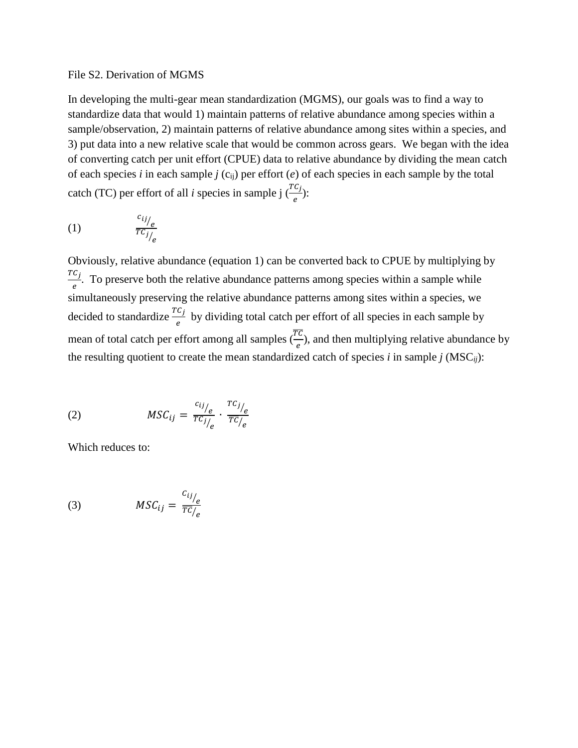File S2. Derivation of MGMS

In developing the multi-gear mean standardization (MGMS), our goals was to find a way to standardize data that would 1) maintain patterns of relative abundance among species within a sample/observation, 2) maintain patterns of relative abundance among sites within a species, and 3) put data into a new relative scale that would be common across gears. We began with the idea of converting catch per unit effort (CPUE) data to relative abundance by dividing the mean catch of each species *i* in each sample *j* ($c_{ij}$) per effort (*e*) of each species in each sample by the total catch (TC) per effort of all *i* species in sample j ($\frac{TC_j}{e}$):

$$(1) \qquad \frac{c_{ij}/_{e}}{TC_j/_{e}}$$

Obviously, relative abundance (equation 1) can be converted back to CPUE by multiplying by $\frac{TC_j}{e}$. To preserve both the relative abundance patterns among species within a sample while simultaneously preserving the relative abundance patterns among sites within a species, we decided to standardize $\frac{TC_j}{e}$ by dividing total catch per effort of all species in each sample by mean of total catch per effort among all samples ($\frac{\overline{TC}}{e}$), and then multiplying relative abundance by the resulting quotient to create the mean standardized catch of species *i* in sample *j* ($MSC_{ij}$):

$$(2) \qquad MSC_{ij} = \frac{c_{ij}/_{e}}{TC_j/_{e}} \cdot \frac{TC_j/_{e}}{\overline{TC}/_{e}}$$

Which reduces to:

$$(3) \qquad MSC_{ij} = \frac{c_{ij}/_{e}}{\overline{TC}/_{e}}$$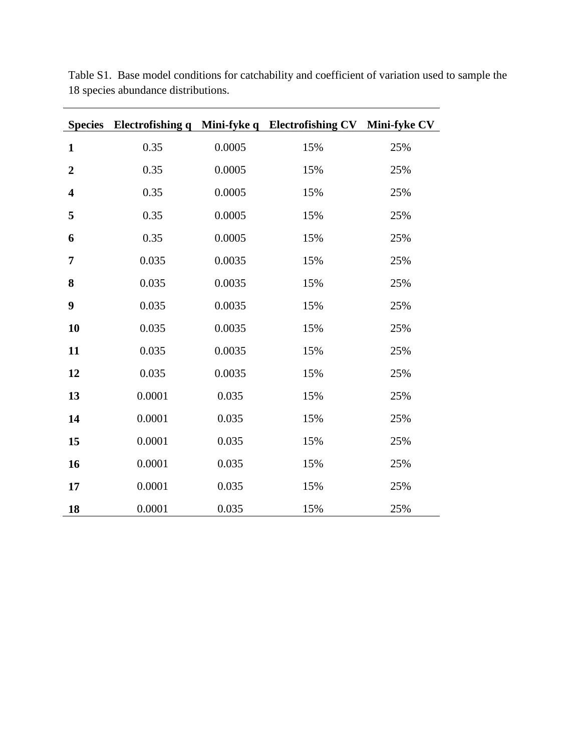Table S1. Base model conditions for catchability and coefficient of variation used to sample the 18 species abundance distributions.

| Species | Electrofishing q | Mini-fyke q | Electrofishing CV | Mini-fyke CV |
|---|---|---|---|---|
| **1** | 0.35 | 0.0005 | 15% | 25% |
| **2** | 0.35 | 0.0005 | 15% | 25% |
| **4** | 0.35 | 0.0005 | 15% | 25% |
| **5** | 0.35 | 0.0005 | 15% | 25% |
| **6** | 0.35 | 0.0005 | 15% | 25% |
| **7** | 0.035 | 0.0035 | 15% | 25% |
| **8** | 0.035 | 0.0035 | 15% | 25% |
| **9** | 0.035 | 0.0035 | 15% | 25% |
| **10** | 0.035 | 0.0035 | 15% | 25% |
| **11** | 0.035 | 0.0035 | 15% | 25% |
| **12** | 0.035 | 0.0035 | 15% | 25% |
| **13** | 0.0001 | 0.035 | 15% | 25% |
| **14** | 0.0001 | 0.035 | 15% | 25% |
| **15** | 0.0001 | 0.035 | 15% | 25% |
| **16** | 0.0001 | 0.035 | 15% | 25% |
| **17** | 0.0001 | 0.035 | 15% | 25% |
| **18** | 0.0001 | 0.035 | 15% | 25% |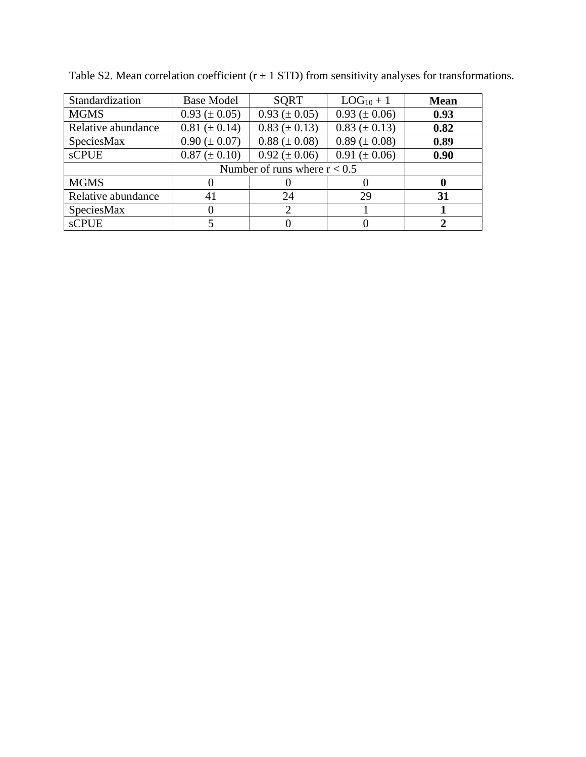Table S2. Mean correlation coefficient (r ± 1 STD) from sensitivity analyses for transformations.

| Standardization | Base Model | SQRT | $LOG_{10} + 1$ | **Mean** |
|---|---|---|---|---|
| MGMS | 0.93 (± 0.05) | 0.93 (± 0.05) | 0.93 (± 0.06) | **0.93** |
| Relative abundance | 0.81 (± 0.14) | 0.83 (± 0.13) | 0.83 (± 0.13) | **0.82** |
| SpeciesMax | 0.90 (± 0.07) | 0.88 (± 0.08) | 0.89 (± 0.08) | **0.89** |
| sCPUE | 0.87 (± 0.10) | 0.92 (± 0.06) | 0.91 (± 0.06) | **0.90** |
| | Number of runs where r < 0.5 | | | |
| MGMS | 0 | 0 | 0 | **0** |
| Relative abundance | 41 | 24 | 29 | **31** |
| SpeciesMax | 0 | 2 | 1 | **1** |
| sCPUE | 5 | 0 | 0 | **2** |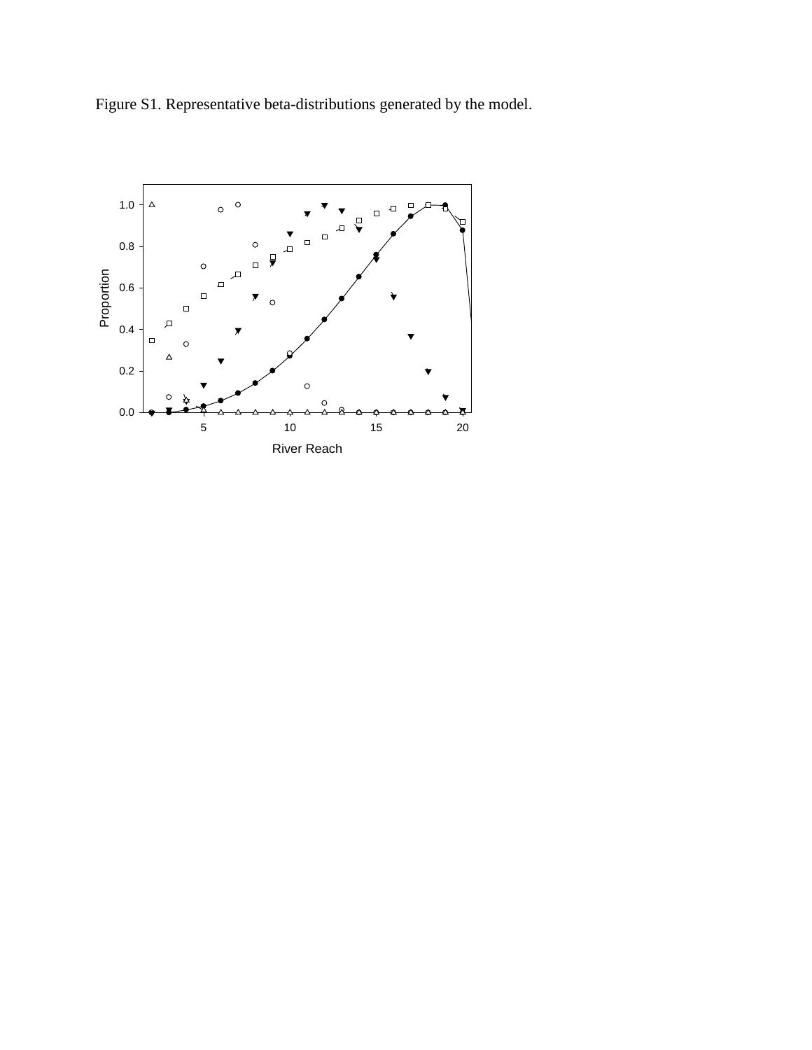Figure S1. Representative beta-distributions generated by the model.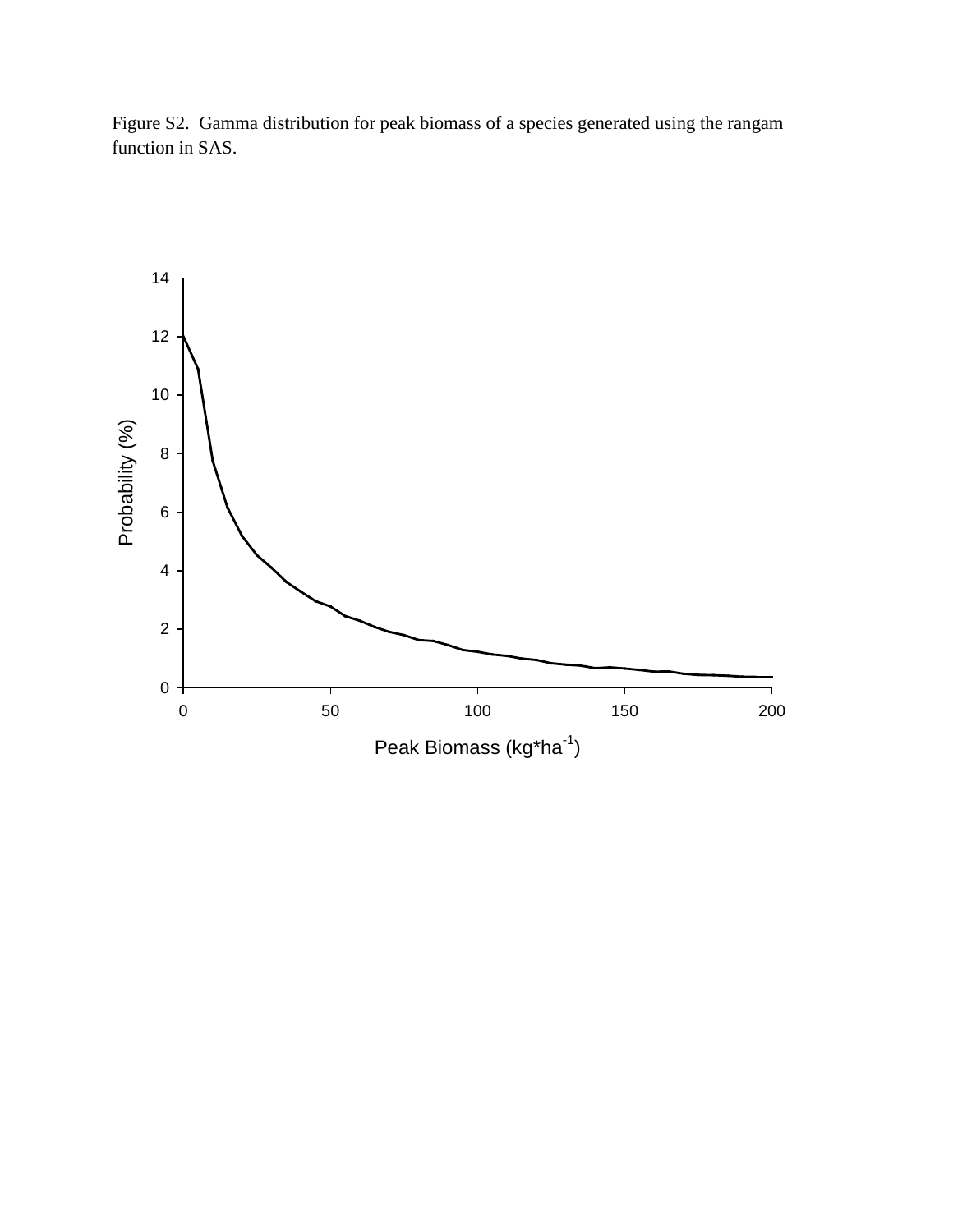Figure S2. Gamma distribution for peak biomass of a species generated using the rangam function in SAS.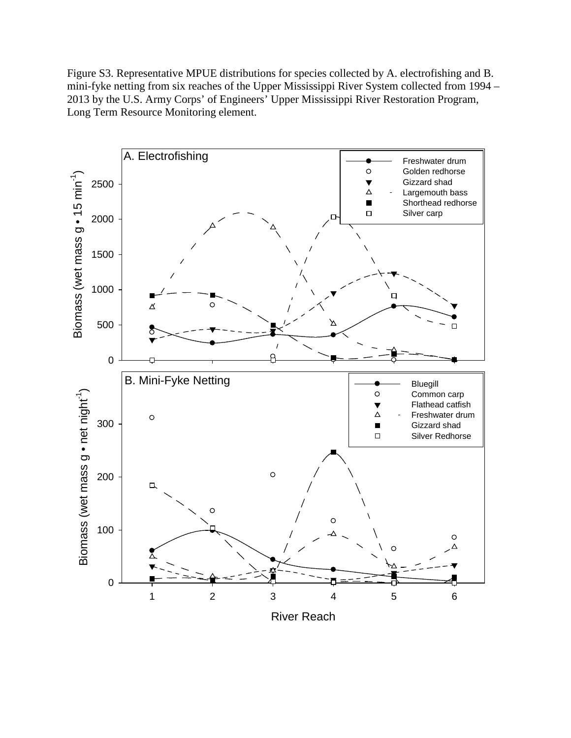Figure S3. Representative MPUE distributions for species collected by A. electrofishing and B. mini-fyke netting from six reaches of the Upper Mississippi River System collected from 1994 – 2013 by the U.S. Army Corps' of Engineers' Upper Mississippi River Restoration Program, Long Term Resource Monitoring element.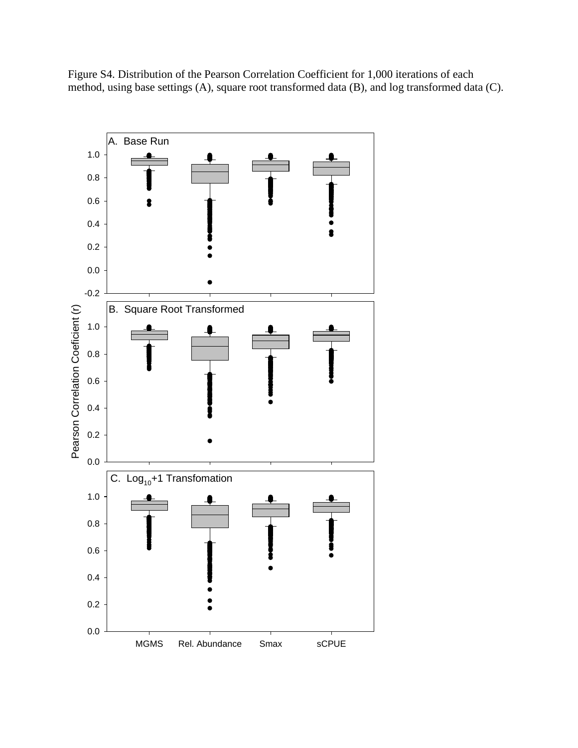Figure S4. Distribution of the Pearson Correlation Coefficient for 1,000 iterations of each method, using base settings (A), square root transformed data (B), and log transformed data (C).

A. Base Run

1.0
0.8
0.6
0.4
0.2
0.0
-0.2

B. Square Root Transformed

1.0
0.8
0.6
0.4
0.2
0.0

Pearson Correlation Coeficient (r)

C. $Log_{10}$+1 Transfomation

1.0
0.8
0.6
0.4
0.2
0.0

MGMS Rel. Abundance Smax sCPUE